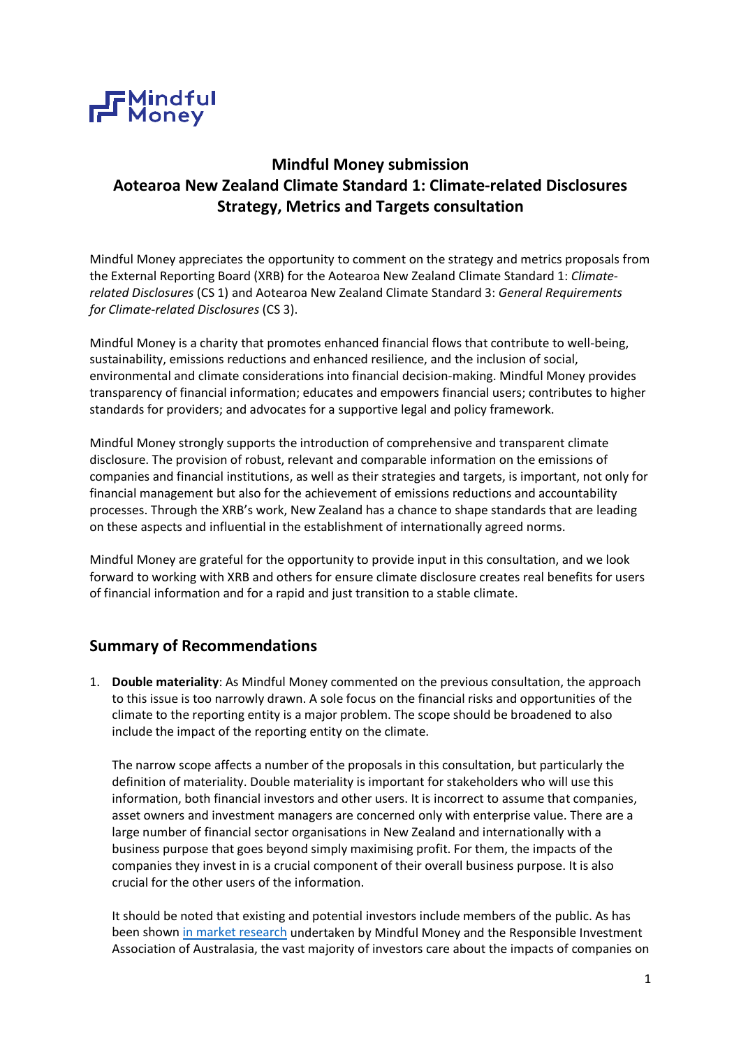Mindful Money

# Mindful Money submission
# Aotearoa New Zealand Climate Standard 1: Climate-related Disclosures Strategy, Metrics and Targets consultation

Mindful Money appreciates the opportunity to comment on the strategy and metrics proposals from the External Reporting Board (XRB) for the Aotearoa New Zealand Climate Standard 1: *Climate-related Disclosures* (CS 1) and Aotearoa New Zealand Climate Standard 3: *General Requirements for Climate-related Disclosures* (CS 3).

Mindful Money is a charity that promotes enhanced financial flows that contribute to well-being, sustainability, emissions reductions and enhanced resilience, and the inclusion of social, environmental and climate considerations into financial decision-making. Mindful Money provides transparency of financial information; educates and empowers financial users; contributes to higher standards for providers; and advocates for a supportive legal and policy framework.

Mindful Money strongly supports the introduction of comprehensive and transparent climate disclosure. The provision of robust, relevant and comparable information on the emissions of companies and financial institutions, as well as their strategies and targets, is important, not only for financial management but also for the achievement of emissions reductions and accountability processes. Through the XRB's work, New Zealand has a chance to shape standards that are leading on these aspects and influential in the establishment of internationally agreed norms.

Mindful Money are grateful for the opportunity to provide input in this consultation, and we look forward to working with XRB and others for ensure climate disclosure creates real benefits for users of financial information and for a rapid and just transition to a stable climate.

## Summary of Recommendations

1. **Double materiality**: As Mindful Money commented on the previous consultation, the approach to this issue is too narrowly drawn. A sole focus on the financial risks and opportunities of the climate to the reporting entity is a major problem. The scope should be broadened to also include the impact of the reporting entity on the climate.

   The narrow scope affects a number of the proposals in this consultation, but particularly the definition of materiality. Double materiality is important for stakeholders who will use this information, both financial investors and other users. It is incorrect to assume that companies, asset owners and investment managers are concerned only with enterprise value. There are a large number of financial sector organisations in New Zealand and internationally with a business purpose that goes beyond simply maximising profit. For them, the impacts of the companies they invest in is a crucial component of their overall business purpose. It is also crucial for the other users of the information.

   It should be noted that existing and potential investors include members of the public. As has been shown [in market research] undertaken by Mindful Money and the Responsible Investment Association of Australasia, the vast majority of investors care about the impacts of companies on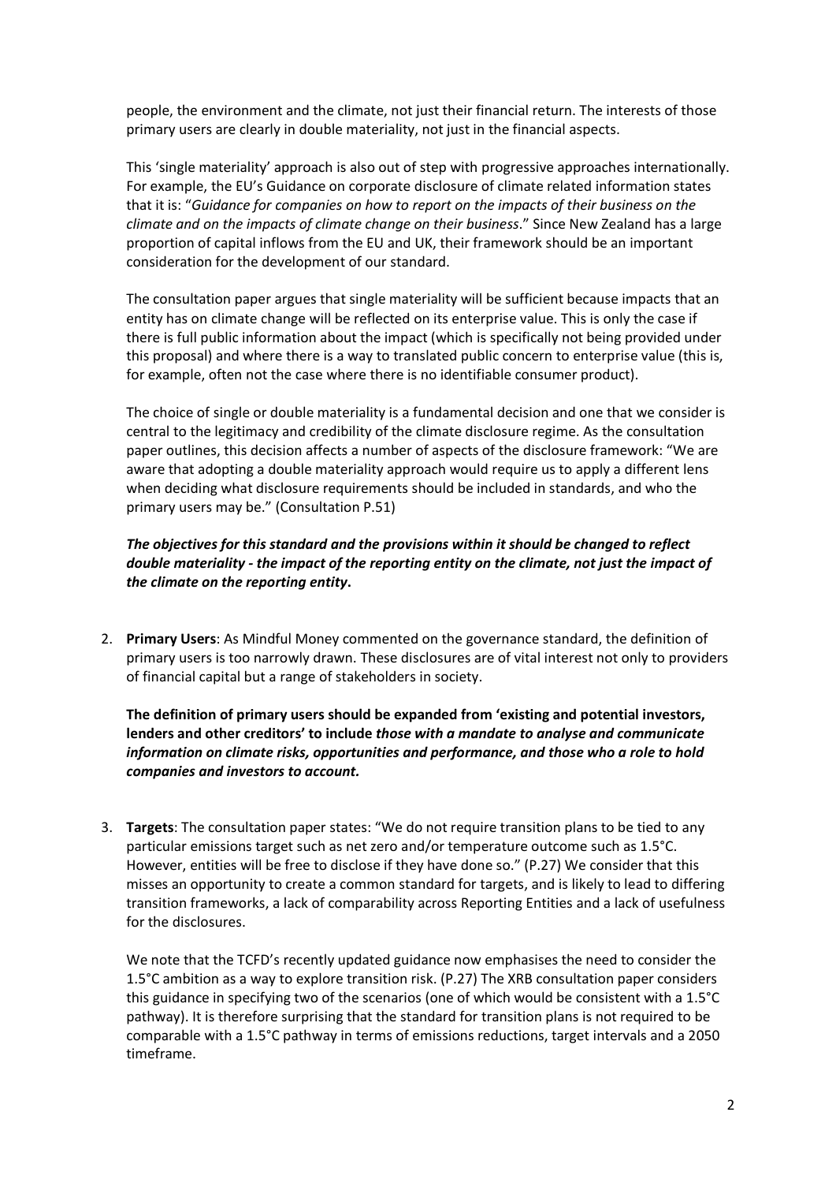people, the environment and the climate, not just their financial return. The interests of those primary users are clearly in double materiality, not just in the financial aspects.

This 'single materiality' approach is also out of step with progressive approaches internationally. For example, the EU's Guidance on corporate disclosure of climate related information states that it is: "*Guidance for companies on how to report on the impacts of their business on the climate and on the impacts of climate change on their business*." Since New Zealand has a large proportion of capital inflows from the EU and UK, their framework should be an important consideration for the development of our standard.

The consultation paper argues that single materiality will be sufficient because impacts that an entity has on climate change will be reflected on its enterprise value. This is only the case if there is full public information about the impact (which is specifically not being provided under this proposal) and where there is a way to translated public concern to enterprise value (this is, for example, often not the case where there is no identifiable consumer product).

The choice of single or double materiality is a fundamental decision and one that we consider is central to the legitimacy and credibility of the climate disclosure regime. As the consultation paper outlines, this decision affects a number of aspects of the disclosure framework: "We are aware that adopting a double materiality approach would require us to apply a different lens when deciding what disclosure requirements should be included in standards, and who the primary users may be." (Consultation P.51)

***The objectives for this standard and the provisions within it should be changed to reflect double materiality - the impact of the reporting entity on the climate, not just the impact of the climate on the reporting entity.***

2. **Primary Users**: As Mindful Money commented on the governance standard, the definition of primary users is too narrowly drawn. These disclosures are of vital interest not only to providers of financial capital but a range of stakeholders in society.

   **The definition of primary users should be expanded from 'existing and potential investors, lenders and other creditors' to include *those with a mandate to analyse and communicate information on climate risks, opportunities and performance, and those who a role to hold companies and investors to account.***

3. **Targets**: The consultation paper states: "We do not require transition plans to be tied to any particular emissions target such as net zero and/or temperature outcome such as 1.5°C. However, entities will be free to disclose if they have done so." (P.27) We consider that this misses an opportunity to create a common standard for targets, and is likely to lead to differing transition frameworks, a lack of comparability across Reporting Entities and a lack of usefulness for the disclosures.

   We note that the TCFD's recently updated guidance now emphasises the need to consider the 1.5°C ambition as a way to explore transition risk. (P.27) The XRB consultation paper considers this guidance in specifying two of the scenarios (one of which would be consistent with a 1.5°C pathway). It is therefore surprising that the standard for transition plans is not required to be comparable with a 1.5°C pathway in terms of emissions reductions, target intervals and a 2050 timeframe.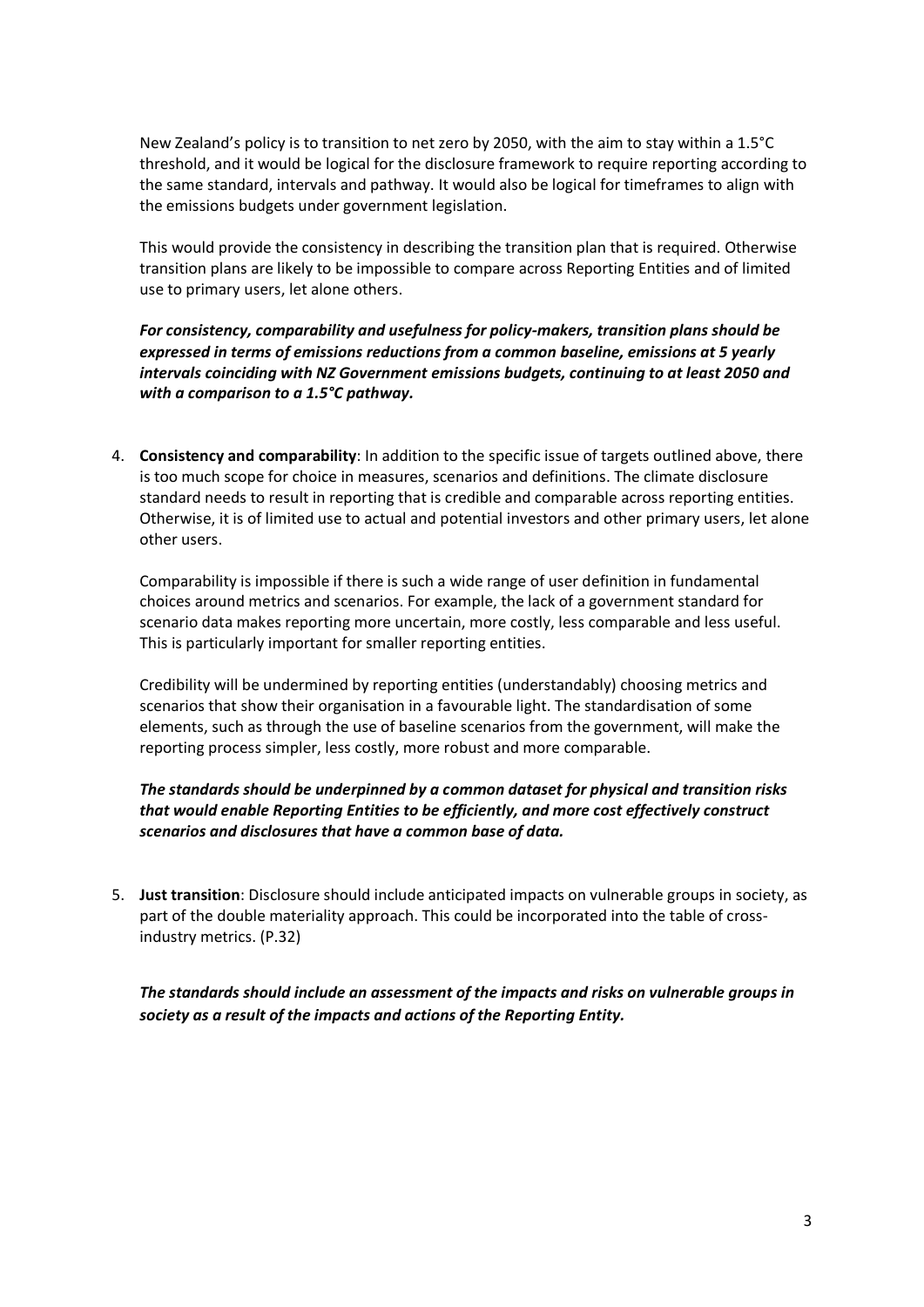New Zealand's policy is to transition to net zero by 2050, with the aim to stay within a 1.5°C threshold, and it would be logical for the disclosure framework to require reporting according to the same standard, intervals and pathway. It would also be logical for timeframes to align with the emissions budgets under government legislation.

This would provide the consistency in describing the transition plan that is required. Otherwise transition plans are likely to be impossible to compare across Reporting Entities and of limited use to primary users, let alone others.

***For consistency, comparability and usefulness for policy-makers, transition plans should be expressed in terms of emissions reductions from a common baseline, emissions at 5 yearly intervals coinciding with NZ Government emissions budgets, continuing to at least 2050 and with a comparison to a 1.5°C pathway.***

4. **Consistency and comparability**: In addition to the specific issue of targets outlined above, there is too much scope for choice in measures, scenarios and definitions. The climate disclosure standard needs to result in reporting that is credible and comparable across reporting entities. Otherwise, it is of limited use to actual and potential investors and other primary users, let alone other users.

   Comparability is impossible if there is such a wide range of user definition in fundamental choices around metrics and scenarios. For example, the lack of a government standard for scenario data makes reporting more uncertain, more costly, less comparable and less useful. This is particularly important for smaller reporting entities.

   Credibility will be undermined by reporting entities (understandably) choosing metrics and scenarios that show their organisation in a favourable light. The standardisation of some elements, such as through the use of baseline scenarios from the government, will make the reporting process simpler, less costly, more robust and more comparable.

   ***The standards should be underpinned by a common dataset for physical and transition risks that would enable Reporting Entities to be efficiently, and more cost effectively construct scenarios and disclosures that have a common base of data.***

5. **Just transition**: Disclosure should include anticipated impacts on vulnerable groups in society, as part of the double materiality approach. This could be incorporated into the table of cross-industry metrics. (P.32)

   ***The standards should include an assessment of the impacts and risks on vulnerable groups in society as a result of the impacts and actions of the Reporting Entity.***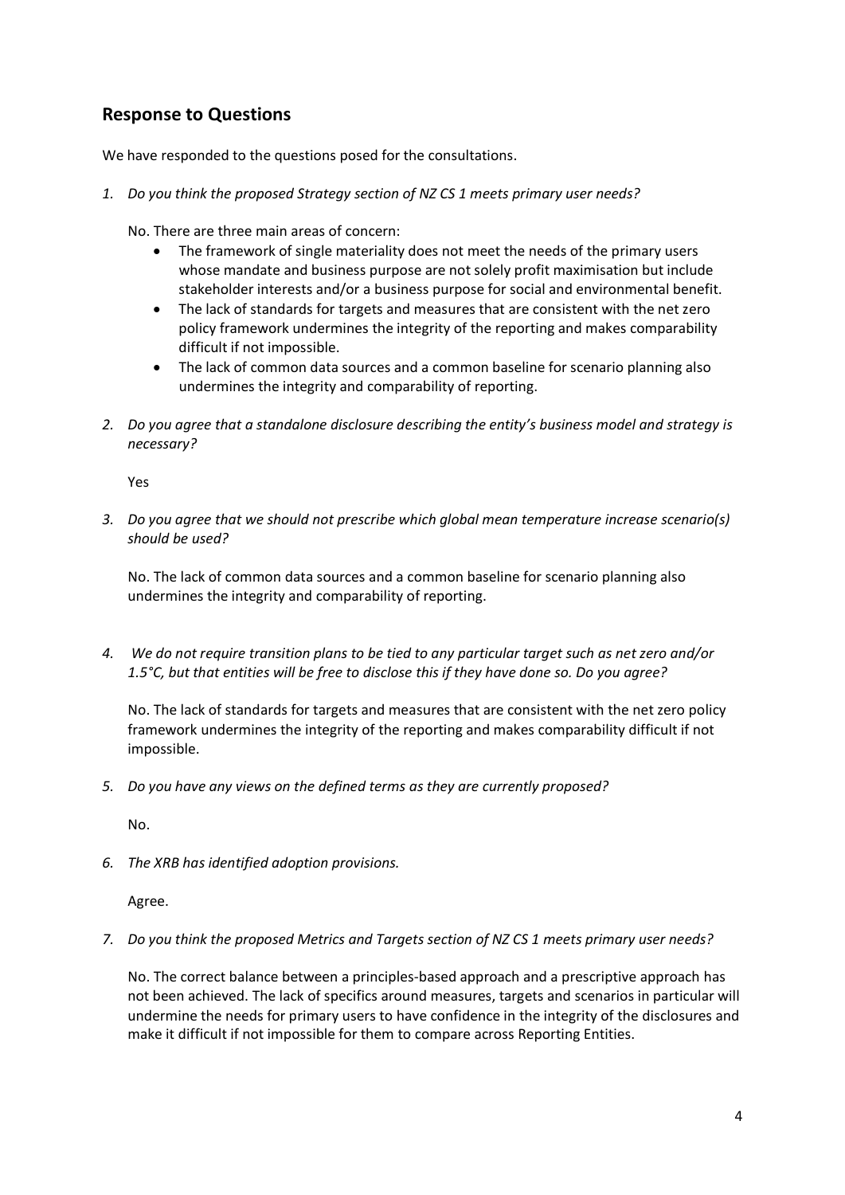## Response to Questions

We have responded to the questions posed for the consultations.

1. *Do you think the proposed Strategy section of NZ CS 1 meets primary user needs?*

   No. There are three main areas of concern:

   - The framework of single materiality does not meet the needs of the primary users whose mandate and business purpose are not solely profit maximisation but include stakeholder interests and/or a business purpose for social and environmental benefit.
   - The lack of standards for targets and measures that are consistent with the net zero policy framework undermines the integrity of the reporting and makes comparability difficult if not impossible.
   - The lack of common data sources and a common baseline for scenario planning also undermines the integrity and comparability of reporting.

2. *Do you agree that a standalone disclosure describing the entity's business model and strategy is necessary?*

   Yes

3. *Do you agree that we should not prescribe which global mean temperature increase scenario(s) should be used?*

   No. The lack of common data sources and a common baseline for scenario planning also undermines the integrity and comparability of reporting.

4. *We do not require transition plans to be tied to any particular target such as net zero and/or 1.5°C, but that entities will be free to disclose this if they have done so. Do you agree?*

   No. The lack of standards for targets and measures that are consistent with the net zero policy framework undermines the integrity of the reporting and makes comparability difficult if not impossible.

5. *Do you have any views on the defined terms as they are currently proposed?*

   No.

6. *The XRB has identified adoption provisions.*

   Agree.

7. *Do you think the proposed Metrics and Targets section of NZ CS 1 meets primary user needs?*

   No. The correct balance between a principles-based approach and a prescriptive approach has not been achieved. The lack of specifics around measures, targets and scenarios in particular will undermine the needs for primary users to have confidence in the integrity of the disclosures and make it difficult if not impossible for them to compare across Reporting Entities.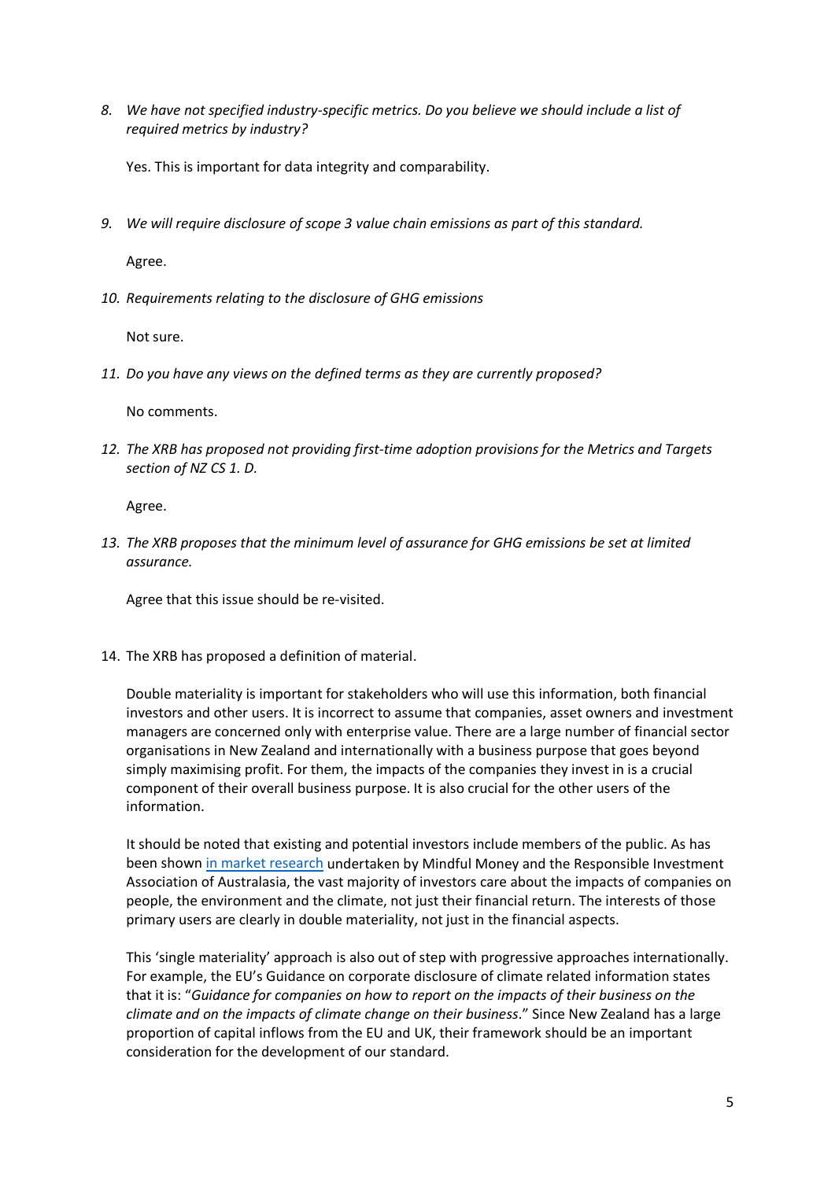8. *We have not specified industry-specific metrics. Do you believe we should include a list of required metrics by industry?*

   Yes. This is important for data integrity and comparability.

9. *We will require disclosure of scope 3 value chain emissions as part of this standard.*

   Agree.

10. *Requirements relating to the disclosure of GHG emissions*

    Not sure.

11. *Do you have any views on the defined terms as they are currently proposed?*

    No comments.

12. *The XRB has proposed not providing first-time adoption provisions for the Metrics and Targets section of NZ CS 1. D.*

    Agree.

13. *The XRB proposes that the minimum level of assurance for GHG emissions be set at limited assurance.*

    Agree that this issue should be re-visited.

14. The XRB has proposed a definition of material.

    Double materiality is important for stakeholders who will use this information, both financial investors and other users. It is incorrect to assume that companies, asset owners and investment managers are concerned only with enterprise value. There are a large number of financial sector organisations in New Zealand and internationally with a business purpose that goes beyond simply maximising profit. For them, the impacts of the companies they invest in is a crucial component of their overall business purpose. It is also crucial for the other users of the information.

    It should be noted that existing and potential investors include members of the public. As has been shown in market research undertaken by Mindful Money and the Responsible Investment Association of Australasia, the vast majority of investors care about the impacts of companies on people, the environment and the climate, not just their financial return. The interests of those primary users are clearly in double materiality, not just in the financial aspects.

    This 'single materiality' approach is also out of step with progressive approaches internationally. For example, the EU's Guidance on corporate disclosure of climate related information states that it is: "*Guidance for companies on how to report on the impacts of their business on the climate and on the impacts of climate change on their business*." Since New Zealand has a large proportion of capital inflows from the EU and UK, their framework should be an important consideration for the development of our standard.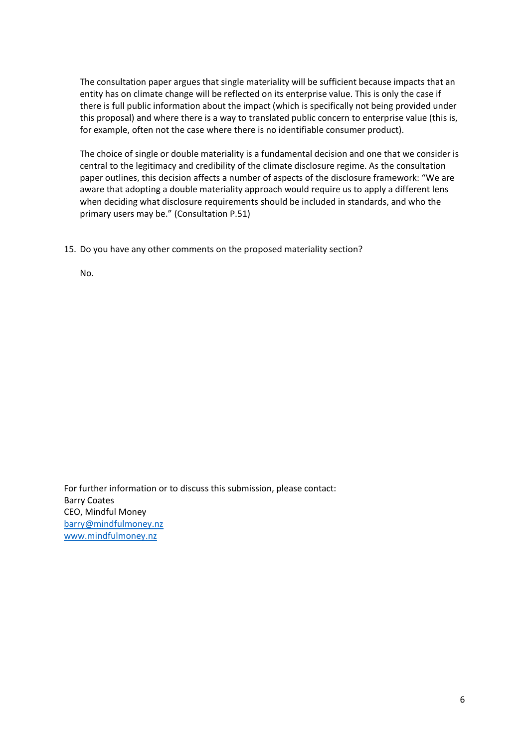The consultation paper argues that single materiality will be sufficient because impacts that an entity has on climate change will be reflected on its enterprise value. This is only the case if there is full public information about the impact (which is specifically not being provided under this proposal) and where there is a way to translated public concern to enterprise value (this is, for example, often not the case where there is no identifiable consumer product).

The choice of single or double materiality is a fundamental decision and one that we consider is central to the legitimacy and credibility of the climate disclosure regime. As the consultation paper outlines, this decision affects a number of aspects of the disclosure framework: "We are aware that adopting a double materiality approach would require us to apply a different lens when deciding what disclosure requirements should be included in standards, and who the primary users may be." (Consultation P.51)

15. Do you have any other comments on the proposed materiality section?

    No.

For further information or to discuss this submission, please contact:
Barry Coates
CEO, Mindful Money
[barry@mindfulmoney.nz](mailto:barry@mindfulmoney.nz)
[www.mindfulmoney.nz](http://www.mindfulmoney.nz)